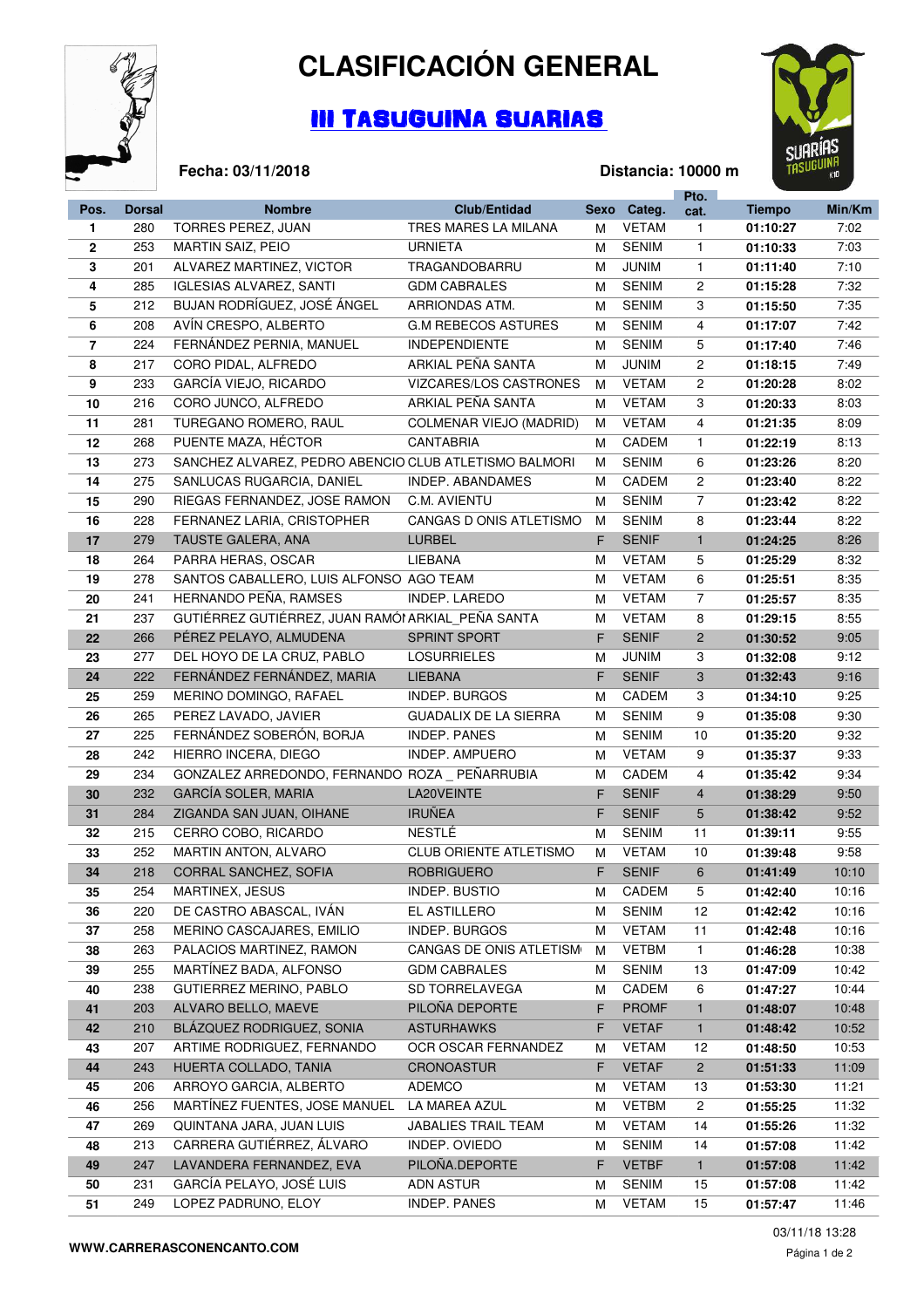# CLASIFICACIÓN GENERAL

## III TASUGUINA SUARIAS

**Fecha: 03/11/2018** **Distancia: 10000 m**

| Pos. | Dorsal | Nombre | Club/Entidad | Sexo | Categ. | Pto. cat. | Tiempo | Min/Km |
|---|---|---|---|---|---|---|---|---|
| 1 | 280 | TORRES PEREZ, JUAN | TRES MARES LA MILANA | M | VETAM | 1 | 01:10:27 | 7:02 |
| 2 | 253 | MARTIN SAIZ, PEIO | URNIETA | M | SENIM | 1 | 01:10:33 | 7:03 |
| 3 | 201 | ALVAREZ MARTINEZ, VICTOR | TRAGANDOBARRU | M | JUNIM | 1 | 01:11:40 | 7:10 |
| 4 | 285 | IGLESIAS ALVAREZ, SANTI | GDM CABRALES | M | SENIM | 2 | 01:15:28 | 7:32 |
| 5 | 212 | BUJAN RODRÍGUEZ, JOSÉ ÁNGEL | ARRIONDAS ATM. | M | SENIM | 3 | 01:15:50 | 7:35 |
| 6 | 208 | AVÍN CRESPO, ALBERTO | G.M REBECOS ASTURES | M | SENIM | 4 | 01:17:07 | 7:42 |
| 7 | 224 | FERNÁNDEZ PERNIA, MANUEL | INDEPENDIENTE | M | SENIM | 5 | 01:17:40 | 7:46 |
| 8 | 217 | CORO PIDAL, ALFREDO | ARKIAL PEÑA SANTA | M | JUNIM | 2 | 01:18:15 | 7:49 |
| 9 | 233 | GARCÍA VIEJO, RICARDO | VIZCARES/LOS CASTRONES | M | VETAM | 2 | 01:20:28 | 8:02 |
| 10 | 216 | CORO JUNCO, ALFREDO | ARKIAL PEÑA SANTA | M | VETAM | 3 | 01:20:33 | 8:03 |
| 11 | 281 | TUREGANO ROMERO, RAUL | COLMENAR VIEJO (MADRID) | M | VETAM | 4 | 01:21:35 | 8:09 |
| 12 | 268 | PUENTE MAZA, HÉCTOR | CANTABRIA | M | CADEM | 1 | 01:22:19 | 8:13 |
| 13 | 273 | SANCHEZ ALVAREZ, PEDRO ABENCIO | CLUB ATLETISMO BALMORI | M | SENIM | 6 | 01:23:26 | 8:20 |
| 14 | 275 | SANLUCAS RUGARCIA, DANIEL | INDEP. ABANDAMES | M | CADEM | 2 | 01:23:40 | 8:22 |
| 15 | 290 | RIEGAS FERNANDEZ, JOSE RAMON | C.M. AVIENTU | M | SENIM | 7 | 01:23:42 | 8:22 |
| 16 | 228 | FERNANEZ LARIA, CRISTOPHER | CANGAS D ONIS ATLETISMO | M | SENIM | 8 | 01:23:44 | 8:22 |
| 17 | 279 | TAUSTE GALERA, ANA | LURBEL | F | SENIF | 1 | 01:24:25 | 8:26 |
| 18 | 264 | PARRA HERAS, OSCAR | LIEBANA | M | VETAM | 5 | 01:25:29 | 8:32 |
| 19 | 278 | SANTOS CABALLERO, LUIS ALFONSO | AGO TEAM | M | VETAM | 6 | 01:25:51 | 8:35 |
| 20 | 241 | HERNANDO PEÑA, RAMSES | INDEP. LAREDO | M | VETAM | 7 | 01:25:57 | 8:35 |
| 21 | 237 | GUTIÉRREZ GUTIÉRREZ, JUAN RAMÓI | ARKIAL_PEÑA SANTA | M | VETAM | 8 | 01:29:15 | 8:55 |
| 22 | 266 | PÉREZ PELAYO, ALMUDENA | SPRINT SPORT | F | SENIF | 2 | 01:30:52 | 9:05 |
| 23 | 277 | DEL HOYO DE LA CRUZ, PABLO | LOSURRIELES | M | JUNIM | 3 | 01:32:08 | 9:12 |
| 24 | 222 | FERNÁNDEZ FERNÁNDEZ, MARIA | LIEBANA | F | SENIF | 3 | 01:32:43 | 9:16 |
| 25 | 259 | MERINO DOMINGO, RAFAEL | INDEP. BURGOS | M | CADEM | 3 | 01:34:10 | 9:25 |
| 26 | 265 | PEREZ LAVADO, JAVIER | GUADALIX DE LA SIERRA | M | SENIM | 9 | 01:35:08 | 9:30 |
| 27 | 225 | FERNÁNDEZ SOBERÓN, BORJA | INDEP. PANES | M | SENIM | 10 | 01:35:20 | 9:32 |
| 28 | 242 | HIERRO INCERA, DIEGO | INDEP. AMPUERO | M | VETAM | 9 | 01:35:37 | 9:33 |
| 29 | 234 | GONZALEZ ARREDONDO, FERNANDO | ROZA _ PEÑARRUBIA | M | CADEM | 4 | 01:35:42 | 9:34 |
| 30 | 232 | GARCÍA SOLER, MARIA | LA20VEINTE | F | SENIF | 4 | 01:38:29 | 9:50 |
| 31 | 284 | ZIGANDA SAN JUAN, OIHANE | IRUÑEA | F | SENIF | 5 | 01:38:42 | 9:52 |
| 32 | 215 | CERRO COBO, RICARDO | NESTLÉ | M | SENIM | 11 | 01:39:11 | 9:55 |
| 33 | 252 | MARTIN ANTON, ALVARO | CLUB ORIENTE ATLETISMO | M | VETAM | 10 | 01:39:48 | 9:58 |
| 34 | 218 | CORRAL SANCHEZ, SOFIA | ROBRIGUERO | F | SENIF | 6 | 01:41:49 | 10:10 |
| 35 | 254 | MARTINEX, JESUS | INDEP. BUSTIO | M | CADEM | 5 | 01:42:40 | 10:16 |
| 36 | 220 | DE CASTRO ABASCAL, IVÁN | EL ASTILLERO | M | SENIM | 12 | 01:42:42 | 10:16 |
| 37 | 258 | MERINO CASCAJARES, EMILIO | INDEP. BURGOS | M | VETAM | 11 | 01:42:48 | 10:16 |
| 38 | 263 | PALACIOS MARTINEZ, RAMON | CANGAS DE ONIS ATLETISM | M | VETBM | 1 | 01:46:28 | 10:38 |
| 39 | 255 | MARTÍNEZ BADA, ALFONSO | GDM CABRALES | M | SENIM | 13 | 01:47:09 | 10:42 |
| 40 | 238 | GUTIERREZ MERINO, PABLO | SD TORRELAVEGA | M | CADEM | 6 | 01:47:27 | 10:44 |
| 41 | 203 | ALVARO BELLO, MAEVE | PILOÑA DEPORTE | F | PROMF | 1 | 01:48:07 | 10:48 |
| 42 | 210 | BLÁZQUEZ RODRIGUEZ, SONIA | ASTURHAWKS | F | VETAF | 1 | 01:48:42 | 10:52 |
| 43 | 207 | ARTIME RODRIGUEZ, FERNANDO | OCR OSCAR FERNANDEZ | M | VETAM | 12 | 01:48:50 | 10:53 |
| 44 | 243 | HUERTA COLLADO, TANIA | CRONOASTUR | F | VETAF | 2 | 01:51:33 | 11:09 |
| 45 | 206 | ARROYO GARCIA, ALBERTO | ADEMCO | M | VETAM | 13 | 01:53:30 | 11:21 |
| 46 | 256 | MARTÍNEZ FUENTES, JOSE MANUEL | LA MAREA AZUL | M | VETBM | 2 | 01:55:25 | 11:32 |
| 47 | 269 | QUINTANA JARA, JUAN LUIS | JABALIES TRAIL TEAM | M | VETAM | 14 | 01:55:26 | 11:32 |
| 48 | 213 | CARRERA GUTIÉRREZ, ÁLVARO | INDEP. OVIEDO | M | SENIM | 14 | 01:57:08 | 11:42 |
| 49 | 247 | LAVANDERA FERNANDEZ, EVA | PILOÑA.DEPORTE | F | VETBF | 1 | 01:57:08 | 11:42 |
| 50 | 231 | GARCÍA PELAYO, JOSÉ LUIS | ADN ASTUR | M | SENIM | 15 | 01:57:08 | 11:42 |
| 51 | 249 | LOPEZ PADRUNO, ELOY | INDEP. PANES | M | VETAM | 15 | 01:57:47 | 11:46 |

**WWW.CARRERASCONENCANTO.COM**

03/11/18 13:28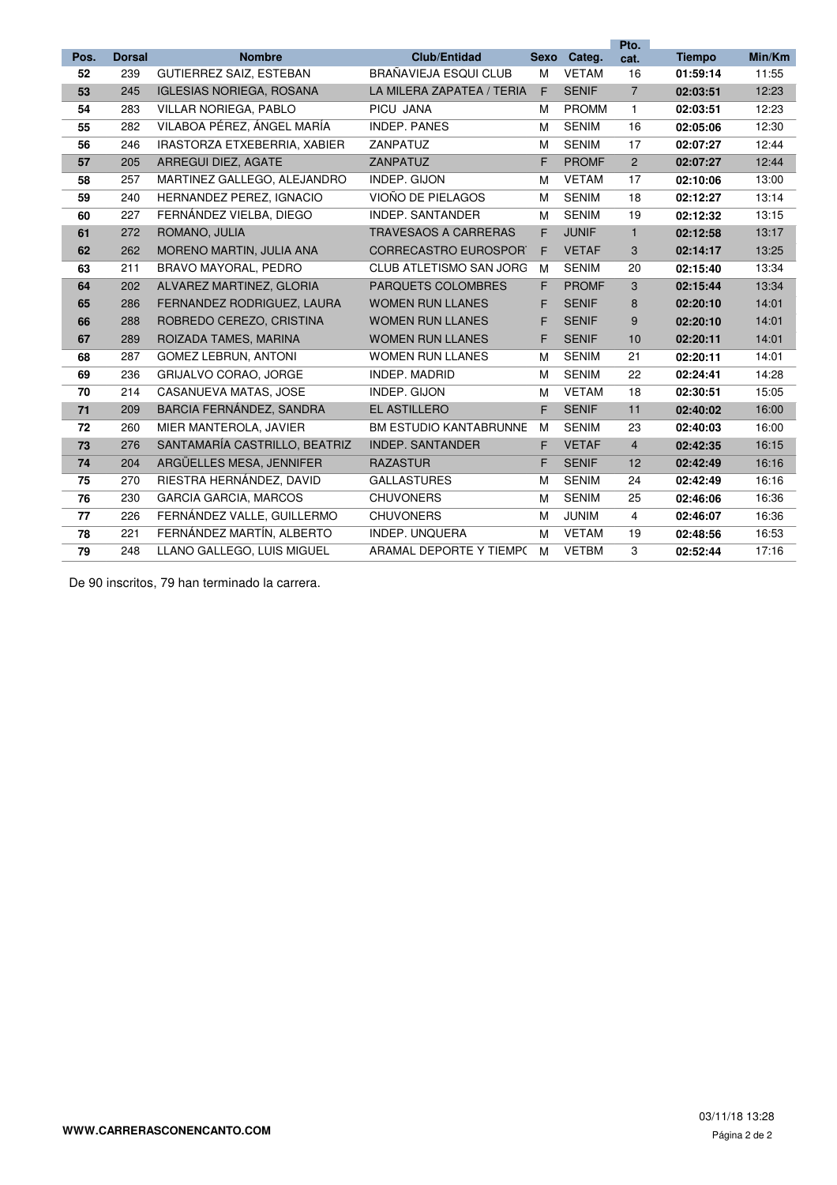| Pos. | Dorsal | Nombre | Club/Entidad | Sexo | Categ. | Pto. cat. | Tiempo | Min/Km |
|---|---|---|---|---|---|---|---|---|
| 52 | 239 | GUTIERREZ SAIZ, ESTEBAN | BRAÑAVIEJA ESQUI CLUB | M | VETAM | 16 | **01:59:14** | 11:55 |
| 53 | 245 | IGLESIAS NORIEGA, ROSANA | LA MILERA ZAPATEA / TERIA | F | SENIF | 7 | **02:03:51** | 12:23 |
| 54 | 283 | VILLAR NORIEGA, PABLO | PICU JANA | M | PROMM | 1 | **02:03:51** | 12:23 |
| 55 | 282 | VILABOA PÉREZ, ÁNGEL MARÍA | INDEP. PANES | M | SENIM | 16 | **02:05:06** | 12:30 |
| 56 | 246 | IRASTORZA ETXEBERRIA, XABIER | ZANPATUZ | M | SENIM | 17 | **02:07:27** | 12:44 |
| 57 | 205 | ARREGUI DIEZ, AGATE | ZANPATUZ | F | PROMF | 2 | **02:07:27** | 12:44 |
| 58 | 257 | MARTINEZ GALLEGO, ALEJANDRO | INDEP. GIJON | M | VETAM | 17 | **02:10:06** | 13:00 |
| 59 | 240 | HERNANDEZ PEREZ, IGNACIO | VIOÑO DE PIELAGOS | M | SENIM | 18 | **02:12:27** | 13:14 |
| 60 | 227 | FERNÁNDEZ VIELBA, DIEGO | INDEP. SANTANDER | M | SENIM | 19 | **02:12:32** | 13:15 |
| 61 | 272 | ROMANO, JULIA | TRAVESAOS A CARRERAS | F | JUNIF | 1 | **02:12:58** | 13:17 |
| 62 | 262 | MORENO MARTIN, JULIA ANA | CORRECASTRO EUROSPOR | F | VETAF | 3 | **02:14:17** | 13:25 |
| 63 | 211 | BRAVO MAYORAL, PEDRO | CLUB ATLETISMO SAN JORG | M | SENIM | 20 | **02:15:40** | 13:34 |
| 64 | 202 | ALVAREZ MARTINEZ, GLORIA | PARQUETS COLOMBRES | F | PROMF | 3 | **02:15:44** | 13:34 |
| 65 | 286 | FERNANDEZ RODRIGUEZ, LAURA | WOMEN RUN LLANES | F | SENIF | 8 | **02:20:10** | 14:01 |
| 66 | 288 | ROBREDO CEREZO, CRISTINA | WOMEN RUN LLANES | F | SENIF | 9 | **02:20:10** | 14:01 |
| 67 | 289 | ROIZADA TAMES, MARINA | WOMEN RUN LLANES | F | SENIF | 10 | **02:20:11** | 14:01 |
| 68 | 287 | GOMEZ LEBRUN, ANTONI | WOMEN RUN LLANES | M | SENIM | 21 | **02:20:11** | 14:01 |
| 69 | 236 | GRIJALVO CORAO, JORGE | INDEP. MADRID | M | SENIM | 22 | **02:24:41** | 14:28 |
| 70 | 214 | CASANUEVA MATAS, JOSE | INDEP. GIJON | M | VETAM | 18 | **02:30:51** | 15:05 |
| 71 | 209 | BARCIA FERNÁNDEZ, SANDRA | EL ASTILLERO | F | SENIF | 11 | **02:40:02** | 16:00 |
| 72 | 260 | MIER MANTEROLA, JAVIER | BM ESTUDIO KANTABRUNNE | M | SENIM | 23 | **02:40:03** | 16:00 |
| 73 | 276 | SANTAMARÍA CASTRILLO, BEATRIZ | INDEP. SANTANDER | F | VETAF | 4 | **02:42:35** | 16:15 |
| 74 | 204 | ARGÜELLES MESA, JENNIFER | RAZASTUR | F | SENIF | 12 | **02:42:49** | 16:16 |
| 75 | 270 | RIESTRA HERNÁNDEZ, DAVID | GALLASTURES | M | SENIM | 24 | **02:42:49** | 16:16 |
| 76 | 230 | GARCIA GARCIA, MARCOS | CHUVONERS | M | SENIM | 25 | **02:46:06** | 16:36 |
| 77 | 226 | FERNÁNDEZ VALLE, GUILLERMO | CHUVONERS | M | JUNIM | 4 | **02:46:07** | 16:36 |
| 78 | 221 | FERNÁNDEZ MARTÍN, ALBERTO | INDEP. UNQUERA | M | VETAM | 19 | **02:48:56** | 16:53 |
| 79 | 248 | LLANO GALLEGO, LUIS MIGUEL | ARAMAL DEPORTE Y TIEMP( | M | VETBM | 3 | **02:52:44** | 17:16 |

De 90 inscritos, 79 han terminado la carrera.

**WWW.CARRERASCONENCANTO.COM**

03/11/18 13:28